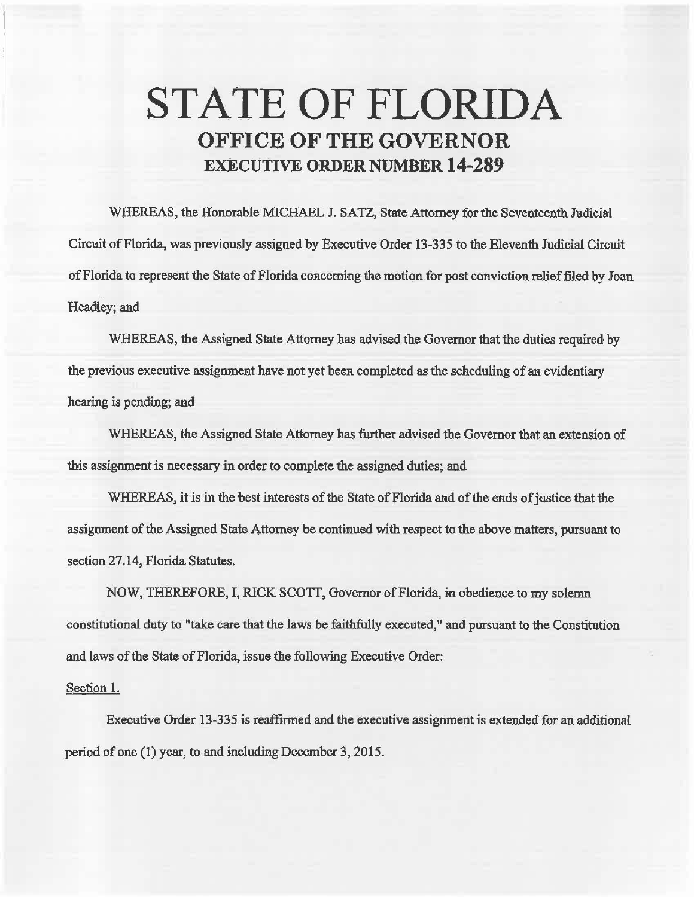# STATE OF FLORIDA

## OFFICE OF THE GOVERNOR

### EXECUTIVE ORDER NUMBER 14-289

WHEREAS, the Honorable MICHAEL J. SATZ, State Attorney for the Seventeenth Judicial Circuit of Florida, was previously assigned by Executive Order 13-335 to the Eleventh Judicial Circuit of Florida to represent the State of Florida concerning the motion for post conviction relief filed by Joan Headley; and

WHEREAS, the Assigned State Attorney has advised the Governor that the duties required by the previous executive assignment have not yet been completed as the scheduling of an evidentiary hearing is pending; and

WHEREAS, the Assigned State Attorney has further advised the Governor that an extension of this assignment is necessary in order to complete the assigned duties; and

WHEREAS, it is in the best interests of the State of Florida and of the ends of justice that the assignment of the Assigned State Attorney be continued with respect to the above matters, pursuant to section 27.14, Florida Statutes.

NOW, THEREFORE, I, RICK SCOTT, Governor of Florida, in obedience to my solemn constitutional duty to "take care that the laws be faithfully executed," and pursuant to the Constitution and laws of the State of Florida, issue the following Executive Order:

Section 1.

Executive Order 13-335 is reaffirmed and the executive assignment is extended for an additional period of one (1) year, to and including December 3, 2015.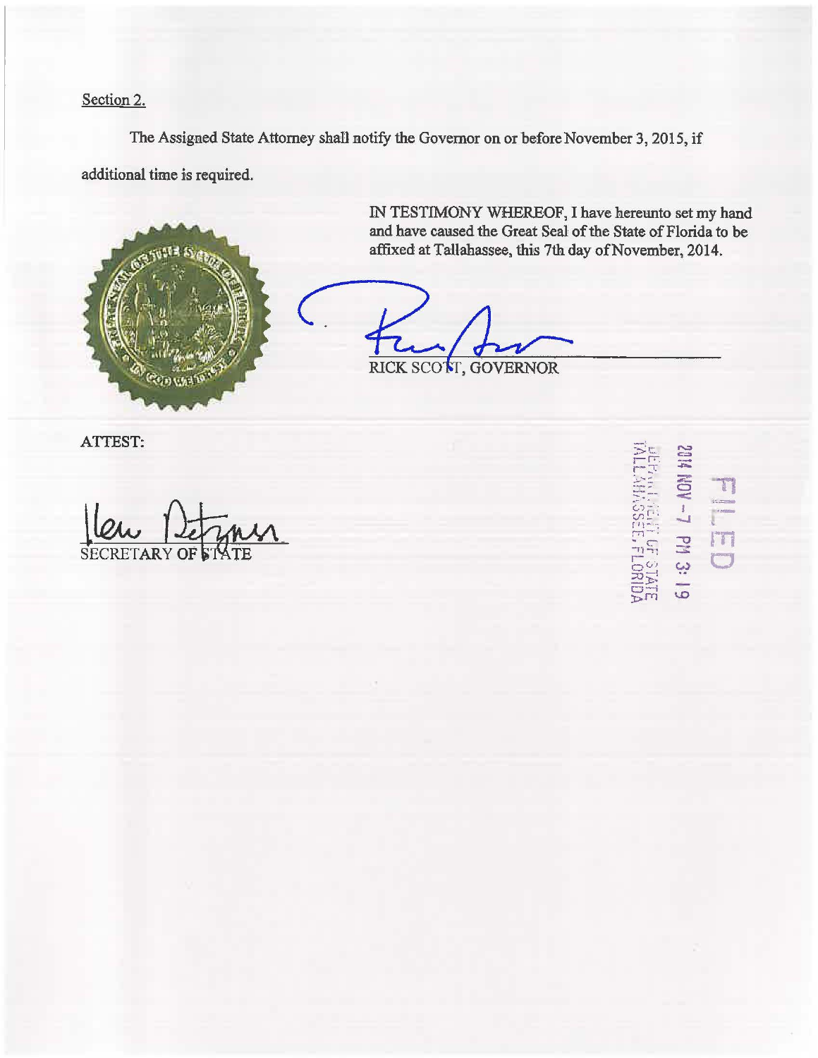Section 2.

The Assigned State Attorney shall notify the Governor on or before November 3, 2015, if additional time is required.

IN TESTIMONY WHEREOF, I have hereunto set my hand and have caused the Great Seal of the State of Florida to be affixed at Tallahassee, this 7th day of November, 2014.

RICK SCOTT, GOVERNOR

ATTEST:

SECRETARY OF STATE

FILED

2014 NOV -7 PM 3:19

DEPARTMENT OF STATE
TALLAHASSEE, FLORIDA